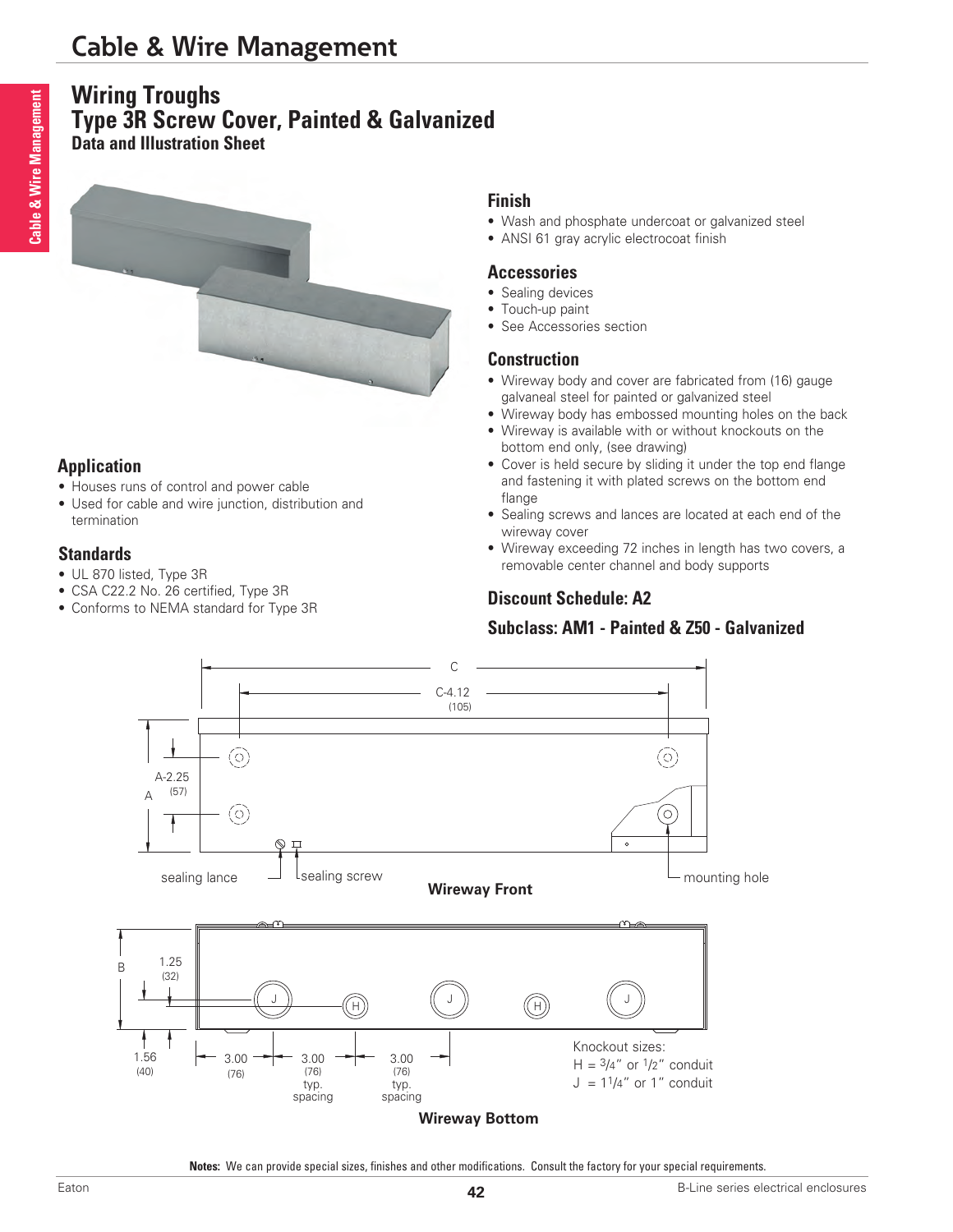# Wiring Troughs

# Type 3R Screw Cover, Painted & Galvanized

### Data and Illustration Sheet

## Application

- Houses runs of control and power cable
- Used for cable and wire junction, distribution and termination

## Standards

- UL 870 listed, Type 3R
- CSA C22.2 No. 26 certified, Type 3R
- Conforms to NEMA standard for Type 3R

## Finish

- Wash and phosphate undercoat or galvanized steel
- ANSI 61 gray acrylic electrocoat finish

## Accessories

- Sealing devices
- Touch-up paint
- See Accessories section

## Construction

- Wireway body and cover are fabricated from (16) gauge galvaneal steel for painted or galvanized steel
- Wireway body has embossed mounting holes on the back
- Wireway is available with or without knockouts on the bottom end only, (see drawing)
- Cover is held secure by sliding it under the top end flange and fastening it with plated screws on the bottom end flange
- Sealing screws and lances are located at each end of the wireway cover
- Wireway exceeding 72 inches in length has two covers, a removable center channel and body supports

## Discount Schedule: A2

## Subclass: AM1 - Painted & Z50 - Galvanized

C

C-4.12 (105)

A

A-2.25 (57)

sealing lance

sealing screw

mounting hole

**Wireway Front**

B

1.25 (32)

1.56 (40)

3.00 (76)

3.00 (76) typ. spacing

3.00 (76) typ. spacing

Knockout sizes:
H = 3/4″ or 1/2″ conduit
J = 1 1/4″ or 1″ conduit

**Wireway Bottom**

**Notes:** We can provide special sizes, finishes and other modifications. Consult the factory for your special requirements.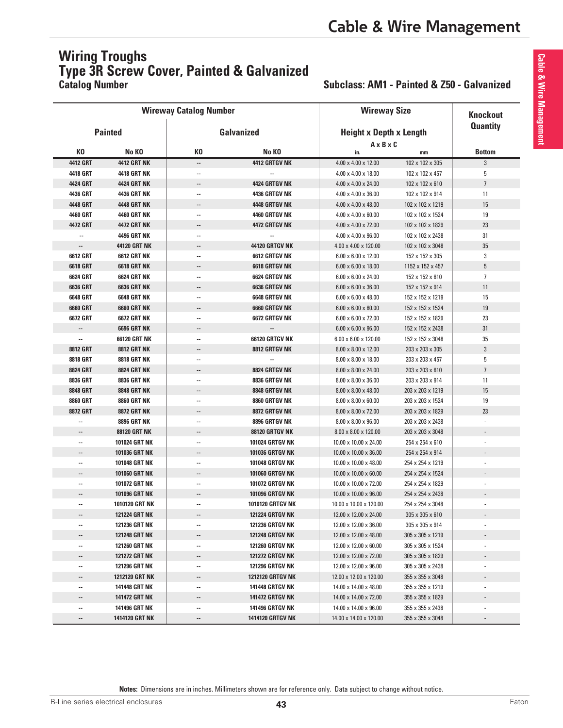# Wiring Troughs

## Type 3R Screw Cover, Painted & Galvanized

### Catalog Number

**Subclass: AM1 - Painted & Z50 - Galvanized**

| Wireway Catalog Number | | | | Wireway Size | | Knockout Quantity |
|---|---|---|---|---|---|---|
| Painted | | Galvanized | | Height x Depth x Length A x B x C | | |
| KO | No KO | KO | No KO | in. | mm | Bottom |
| 4412 GRT | 4412 GRT NK | -- | 4412 GRTGV NK | 4.00 x 4.00 x 12.00 | 102 x 102 x 305 | 3 |
| 4418 GRT | 4418 GRT NK | -- | -- | 4.00 x 4.00 x 18.00 | 102 x 102 x 457 | 5 |
| 4424 GRT | 4424 GRT NK | -- | 4424 GRTGV NK | 4.00 x 4.00 x 24.00 | 102 x 102 x 610 | 7 |
| 4436 GRT | 4436 GRT NK | -- | 4436 GRTGV NK | 4.00 x 4.00 x 36.00 | 102 x 102 x 914 | 11 |
| 4448 GRT | 4448 GRT NK | -- | 4448 GRTGV NK | 4.00 x 4.00 x 48.00 | 102 x 102 x 1219 | 15 |
| 4460 GRT | 4460 GRT NK | -- | 4460 GRTGV NK | 4.00 x 4.00 x 60.00 | 102 x 102 x 1524 | 19 |
| 4472 GRT | 4472 GRT NK | -- | 4472 GRTGV NK | 4.00 x 4.00 x 72.00 | 102 x 102 x 1829 | 23 |
| -- | 4496 GRT NK | -- | -- | 4.00 x 4.00 x 96.00 | 102 x 102 x 2438 | 31 |
| -- | 44120 GRT NK | -- | 44120 GRTGV NK | 4.00 x 4.00 x 120.00 | 102 x 102 x 3048 | 35 |
| 6612 GRT | 6612 GRT NK | -- | 6612 GRTGV NK | 6.00 x 6.00 x 12.00 | 152 x 152 x 305 | 3 |
| 6618 GRT | 6618 GRT NK | -- | 6618 GRTGV NK | 6.00 x 6.00 x 18.00 | 1152 x 152 x 457 | 5 |
| 6624 GRT | 6624 GRT NK | -- | 6624 GRTGV NK | 6.00 x 6.00 x 24.00 | 152 x 152 x 610 | 7 |
| 6636 GRT | 6636 GRT NK | -- | 6636 GRTGV NK | 6.00 x 6.00 x 36.00 | 152 x 152 x 914 | 11 |
| 6648 GRT | 6648 GRT NK | -- | 6648 GRTGV NK | 6.00 x 6.00 x 48.00 | 152 x 152 x 1219 | 15 |
| 6660 GRT | 6660 GRT NK | -- | 6660 GRTGV NK | 6.00 x 6.00 x 60.00 | 152 x 152 x 1524 | 19 |
| 6672 GRT | 6672 GRT NK | -- | 6672 GRTGV NK | 6.00 x 6.00 x 72.00 | 152 x 152 x 1829 | 23 |
| -- | 6696 GRT NK | -- | -- | 6.00 x 6.00 x 96.00 | 152 x 152 x 2438 | 31 |
| -- | 66120 GRT NK | -- | 66120 GRTGV NK | 6.00 x 6.00 x 120.00 | 152 x 152 x 3048 | 35 |
| 8812 GRT | 8812 GRT NK | -- | 8812 GRTGV NK | 8.00 x 8.00 x 12.00 | 203 x 203 x 305 | 3 |
| 8818 GRT | 8818 GRT NK | -- | -- | 8.00 x 8.00 x 18.00 | 203 x 203 x 457 | 5 |
| 8824 GRT | 8824 GRT NK | -- | 8824 GRTGV NK | 8.00 x 8.00 x 24.00 | 203 x 203 x 610 | 7 |
| 8836 GRT | 8836 GRT NK | -- | 8836 GRTGV NK | 8.00 x 8.00 x 36.00 | 203 x 203 x 914 | 11 |
| 8848 GRT | 8848 GRT NK | -- | 8848 GRTGV NK | 8.00 x 8.00 x 48.00 | 203 x 203 x 1219 | 15 |
| 8860 GRT | 8860 GRT NK | -- | 8860 GRTGV NK | 8.00 x 8.00 x 60.00 | 203 x 203 x 1524 | 19 |
| 8872 GRT | 8872 GRT NK | -- | 8872 GRTGV NK | 8.00 x 8.00 x 72.00 | 203 x 203 x 1829 | 23 |
| -- | 8896 GRT NK | -- | 8896 GRTGV NK | 8.00 x 8.00 x 96.00 | 203 x 203 x 2438 | - |
| -- | 88120 GRT NK | -- | 88120 GRTGV NK | 8.00 x 8.00 x 120.00 | 203 x 203 x 3048 | - |
| -- | 101024 GRT NK | -- | 101024 GRTGV NK | 10.00 x 10.00 x 24.00 | 254 x 254 x 610 | - |
| -- | 101036 GRT NK | -- | 101036 GRTGV NK | 10.00 x 10.00 x 36.00 | 254 x 254 x 914 | - |
| -- | 101048 GRT NK | -- | 101048 GRTGV NK | 10.00 x 10.00 x 48.00 | 254 x 254 x 1219 | - |
| -- | 101060 GRT NK | -- | 101060 GRTGV NK | 10.00 x 10.00 x 60.00 | 254 x 254 x 1524 | - |
| -- | 101072 GRT NK | -- | 101072 GRTGV NK | 10.00 x 10.00 x 72.00 | 254 x 254 x 1829 | - |
| -- | 101096 GRT NK | -- | 101096 GRTGV NK | 10.00 x 10.00 x 96.00 | 254 x 254 x 2438 | - |
| -- | 1010120 GRT NK | -- | 1010120 GRTGV NK | 10.00 x 10.00 x 120.00 | 254 x 254 x 3048 | - |
| -- | 121224 GRT NK | -- | 121224 GRTGV NK | 12.00 x 12.00 x 24.00 | 305 x 305 x 610 | - |
| -- | 121236 GRT NK | -- | 121236 GRTGV NK | 12.00 x 12.00 x 36.00 | 305 x 305 x 914 | - |
| -- | 121248 GRT NK | -- | 121248 GRTGV NK | 12.00 x 12.00 x 48.00 | 305 x 305 x 1219 | - |
| -- | 121260 GRT NK | -- | 121260 GRTGV NK | 12.00 x 12.00 x 60.00 | 305 x 305 x 1524 | - |
| -- | 121272 GRT NK | -- | 121272 GRTGV NK | 12.00 x 12.00 x 72.00 | 305 x 305 x 1829 | - |
| -- | 121296 GRT NK | -- | 121296 GRTGV NK | 12.00 x 12.00 x 96.00 | 305 x 305 x 2438 | - |
| -- | 1212120 GRT NK | -- | 1212120 GRTGV NK | 12.00 x 12.00 x 120.00 | 355 x 355 x 3048 | - |
| -- | 141448 GRT NK | -- | 141448 GRTGV NK | 14.00 x 14.00 x 48.00 | 355 x 355 x 1219 | - |
| -- | 141472 GRT NK | -- | 141472 GRTGV NK | 14.00 x 14.00 x 72.00 | 355 x 355 x 1829 | - |
| -- | 141496 GRT NK | -- | 141496 GRTGV NK | 14.00 x 14.00 x 96.00 | 355 x 355 x 2438 | - |
| -- | 1414120 GRT NK | -- | 1414120 GRTGV NK | 14.00 x 14.00 x 120.00 | 355 x 355 x 3048 | - |

**Notes:** Dimensions are in inches. Millimeters shown are for reference only. Data subject to change without notice.